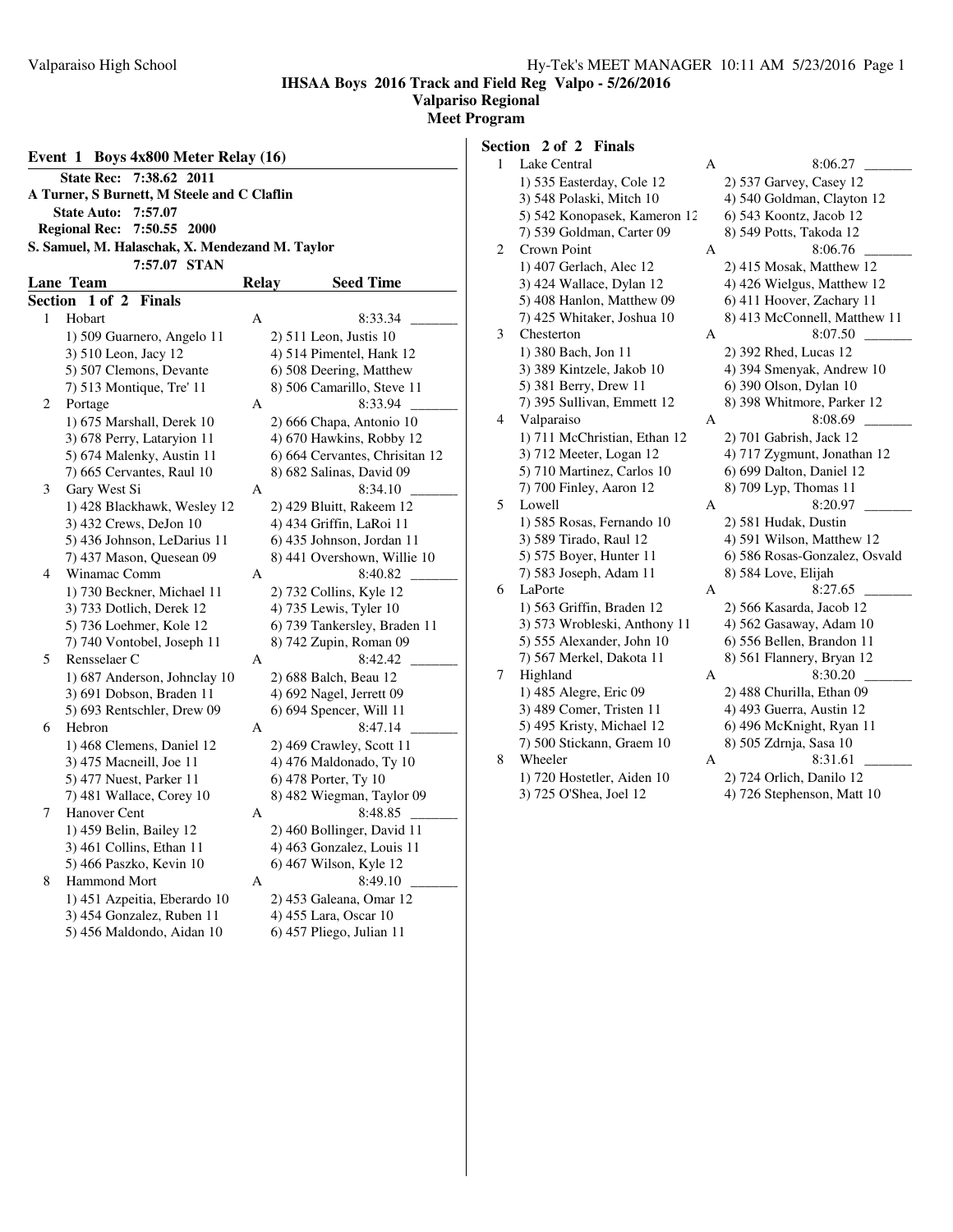**IHSAA Boys 2016 Track and Field Reg Valpo - 5/26/2016**
**Valparaiso Regional**
**Meet Program**

### Event 1 Boys 4x800 Meter Relay (16)

**State Rec: 7:38.62 2011**
**A Turner, S Burnett, M Steele and C Claflin**
**State Auto: 7:57.07**
**Regional Rec: 7:50.55 2000**
**S. Samuel, M. Halaschak, X. Mendezand M. Taylor**
**7:57.07 STAN**

| Lane | Team | Relay | Seed Time |
|---|---|---|---|

**Section 1 of 2 Finals**

1. Hobart — A — 8:33.34 _______
   1) 509 Guarnero, Angelo 11 2) 511 Leon, Justis 10
   3) 510 Leon, Jacy 12 4) 514 Pimentel, Hank 12
   5) 507 Clemons, Devante 6) 508 Deering, Matthew
   7) 513 Montique, Tre' 11 8) 506 Camarillo, Steve 11
2. Portage — A — 8:33.94 _______
   1) 675 Marshall, Derek 10 2) 666 Chapa, Antonio 10
   3) 678 Perry, Lataryion 11 4) 670 Hawkins, Robby 12
   5) 674 Malenky, Austin 11 6) 664 Cervantes, Chrisitan 12
   7) 665 Cervantes, Raul 10 8) 682 Salinas, David 09
3. Gary West Si — A — 8:34.10 _______
   1) 428 Blackhawk, Wesley 12 2) 429 Bluitt, Rakeem 12
   3) 432 Crews, DeJon 10 4) 434 Griffin, LaRoi 11
   5) 436 Johnson, LeDarius 11 6) 435 Johnson, Jordan 11
   7) 437 Mason, Quesean 09 8) 441 Overshown, Willie 10
4. Winamac Comm — A — 8:40.82 _______
   1) 730 Beckner, Michael 11 2) 732 Collins, Kyle 12
   3) 733 Dotlich, Derek 12 4) 735 Lewis, Tyler 10
   5) 736 Loehmer, Kole 12 6) 739 Tankersley, Braden 11
   7) 740 Vontobel, Joseph 11 8) 742 Zupin, Roman 09
5. Rensselaer C — A — 8:42.42 _______
   1) 687 Anderson, Johnclay 10 2) 688 Balch, Beau 12
   3) 691 Dobson, Braden 11 4) 692 Nagel, Jerrett 09
   5) 693 Rentschler, Drew 09 6) 694 Spencer, Will 11
6. Hebron — A — 8:47.14 _______
   1) 468 Clemens, Daniel 12 2) 469 Crawley, Scott 11
   3) 475 Macneill, Joe 11 4) 476 Maldonado, Ty 10
   5) 477 Nuest, Parker 11 6) 478 Porter, Ty 10
   7) 481 Wallace, Corey 10 8) 482 Wiegman, Taylor 09
7. Hanover Cent — A — 8:48.85 _______
   1) 459 Belin, Bailey 12 2) 460 Bollinger, David 11
   3) 461 Collins, Ethan 11 4) 463 Gonzalez, Louis 11
   5) 466 Paszko, Kevin 10 6) 467 Wilson, Kyle 12
8. Hammond Mort — A — 8:49.10 _______
   1) 451 Azpeitia, Eberardo 10 2) 453 Galeana, Omar 12
   3) 454 Gonzalez, Ruben 11 4) 455 Lara, Oscar 10
   5) 456 Maldondo, Aidan 10 6) 457 Pliego, Julian 11

**Section 2 of 2 Finals**

1. Lake Central — A — 8:06.27 _______
   1) 535 Easterday, Cole 12 2) 537 Garvey, Casey 12
   3) 548 Polaski, Mitch 10 4) 540 Goldman, Clayton 12
   5) 542 Konopasek, Kameron 12 6) 543 Koontz, Jacob 12
   7) 539 Goldman, Carter 09 8) 549 Potts, Takoda 12
2. Crown Point — A — 8:06.76 _______
   1) 407 Gerlach, Alec 12 2) 415 Mosak, Matthew 12
   3) 424 Wallace, Dylan 12 4) 426 Wielgus, Matthew 12
   5) 408 Hanlon, Matthew 09 6) 411 Hoover, Zachary 11
   7) 425 Whitaker, Joshua 10 8) 413 McConnell, Matthew 11
3. Chesterton — A — 8:07.50 _______
   1) 380 Bach, Jon 11 2) 392 Rhed, Lucas 12
   3) 389 Kintzele, Jakob 10 4) 394 Smenyak, Andrew 10
   5) 381 Berry, Drew 11 6) 390 Olson, Dylan 10
   7) 395 Sullivan, Emmett 12 8) 398 Whitmore, Parker 12
4. Valparaiso — A — 8:08.69 _______
   1) 711 McChristian, Ethan 12 2) 701 Gabrish, Jack 12
   3) 712 Meeter, Logan 12 4) 717 Zygmunt, Jonathan 12
   5) 710 Martinez, Carlos 10 6) 699 Dalton, Daniel 12
   7) 700 Finley, Aaron 12 8) 709 Lyp, Thomas 11
5. Lowell — A — 8:20.97 _______
   1) 585 Rosas, Fernando 10 2) 581 Hudak, Dustin
   3) 589 Tirado, Raul 12 4) 591 Wilson, Matthew 12
   5) 575 Boyer, Hunter 11 6) 586 Rosas-Gonzalez, Osvald
   7) 583 Joseph, Adam 11 8) 584 Love, Elijah
6. LaPorte — A — 8:27.65 _______
   1) 563 Griffin, Braden 12 2) 566 Kasarda, Jacob 12
   3) 573 Wrobleski, Anthony 11 4) 562 Gasaway, Adam 10
   5) 555 Alexander, John 10 6) 556 Bellen, Brandon 11
   7) 567 Merkel, Dakota 11 8) 561 Flannery, Bryan 12
7. Highland — A — 8:30.20 _______
   1) 485 Alegre, Eric 09 2) 488 Churilla, Ethan 09
   3) 489 Comer, Tristen 11 4) 493 Guerra, Austin 12
   5) 495 Kristy, Michael 12 6) 496 McKnight, Ryan 11
   7) 500 Stickann, Graem 10 8) 505 Zdrnja, Sasa 10
8. Wheeler — A — 8:31.61 _______
   1) 720 Hostetler, Aiden 10 2) 724 Orlich, Danilo 12
   3) 725 O'Shea, Joel 12 4) 726 Stephenson, Matt 10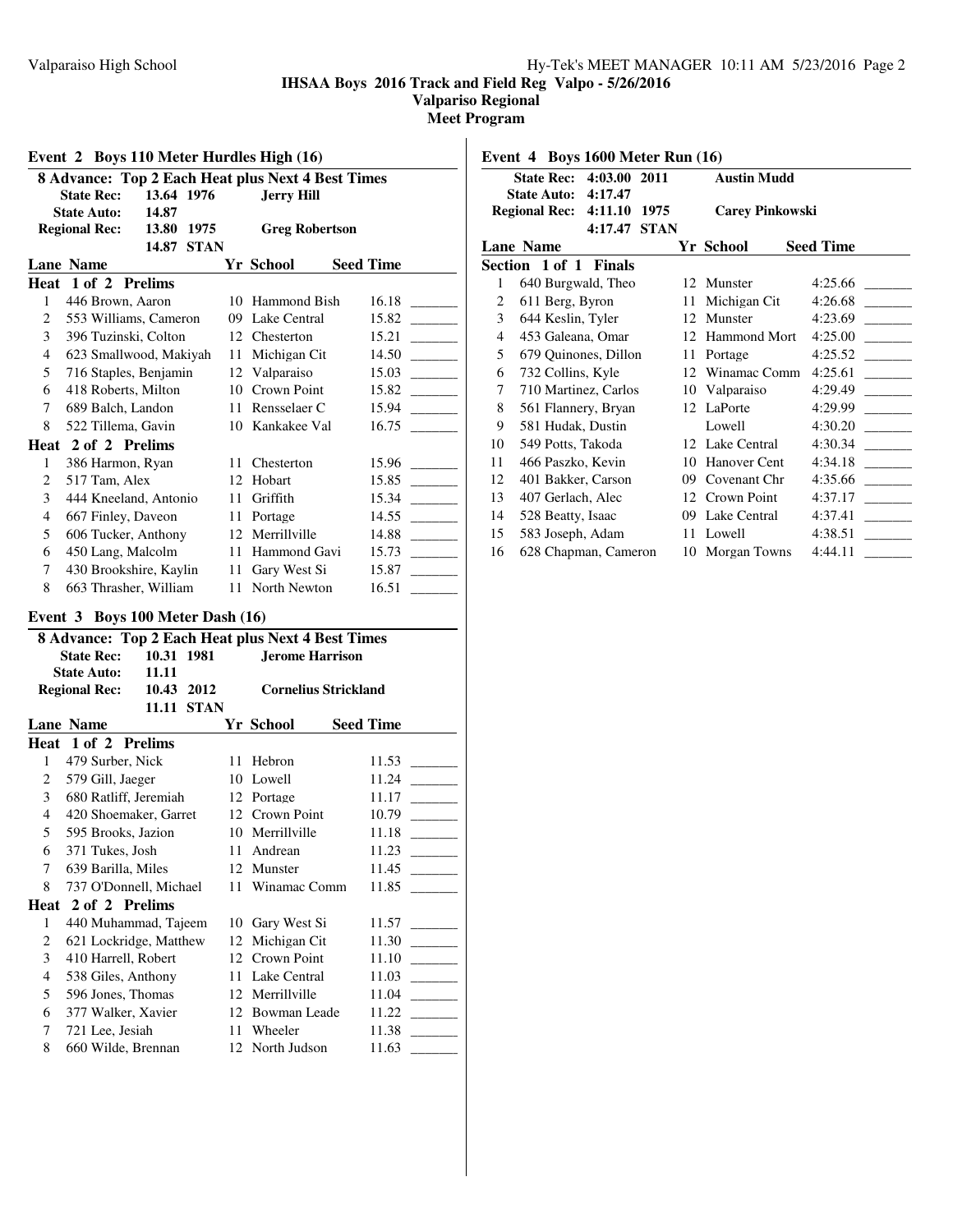# IHSAA Boys 2016 Track and Field Reg Valpo - 5/26/2016

## Valparaiso Regional

## Meet Program

### Event 2 Boys 110 Meter Hurdles High (16)

**8 Advance: Top 2 Each Heat plus Next 4 Best Times**

| | | | |
|---|---|---|---|
| **State Rec:** | 13.64 | 1976 | **Jerry Hill** |
| **State Auto:** | 14.87 | | |
| **Regional Rec:** | 13.80 | 1975 | **Greg Robertson** |
| | 14.87 | STAN | |

| Lane | Name | Yr | School | Seed Time | |
|---|---|---|---|---|---|
| **Heat 1 of 2 Prelims** | | | | | |
| 1 | 446 Brown, Aaron | 10 | Hammond Bish | 16.18 | _______ |
| 2 | 553 Williams, Cameron | 09 | Lake Central | 15.82 | _______ |
| 3 | 396 Tuzinski, Colton | 12 | Chesterton | 15.21 | _______ |
| 4 | 623 Smallwood, Makiyah | 11 | Michigan Cit | 14.50 | _______ |
| 5 | 716 Staples, Benjamin | 12 | Valparaiso | 15.03 | _______ |
| 6 | 418 Roberts, Milton | 10 | Crown Point | 15.82 | _______ |
| 7 | 689 Balch, Landon | 11 | Rensselaer C | 15.94 | _______ |
| 8 | 522 Tillema, Gavin | 10 | Kankakee Val | 16.75 | _______ |
| **Heat 2 of 2 Prelims** | | | | | |
| 1 | 386 Harmon, Ryan | 11 | Chesterton | 15.96 | _______ |
| 2 | 517 Tam, Alex | 12 | Hobart | 15.85 | _______ |
| 3 | 444 Kneeland, Antonio | 11 | Griffith | 15.34 | _______ |
| 4 | 667 Finley, Daveon | 11 | Portage | 14.55 | _______ |
| 5 | 606 Tucker, Anthony | 12 | Merrillville | 14.88 | _______ |
| 6 | 450 Lang, Malcolm | 11 | Hammond Gavi | 15.73 | _______ |
| 7 | 430 Brookshire, Kaylin | 11 | Gary West Si | 15.87 | _______ |
| 8 | 663 Thrasher, William | 11 | North Newton | 16.51 | _______ |

### Event 3 Boys 100 Meter Dash (16)

**8 Advance: Top 2 Each Heat plus Next 4 Best Times**

| | | | |
|---|---|---|---|
| **State Rec:** | 10.31 | 1981 | **Jerome Harrison** |
| **State Auto:** | 11.11 | | |
| **Regional Rec:** | 10.43 | 2012 | **Cornelius Strickland** |
| | 11.11 | STAN | |

| Lane | Name | Yr | School | Seed Time | |
|---|---|---|---|---|---|
| **Heat 1 of 2 Prelims** | | | | | |
| 1 | 479 Surber, Nick | 11 | Hebron | 11.53 | _______ |
| 2 | 579 Gill, Jaeger | 10 | Lowell | 11.24 | _______ |
| 3 | 680 Ratliff, Jeremiah | 12 | Portage | 11.17 | _______ |
| 4 | 420 Shoemaker, Garret | 12 | Crown Point | 10.79 | _______ |
| 5 | 595 Brooks, Jazion | 10 | Merrillville | 11.18 | _______ |
| 6 | 371 Tukes, Josh | 11 | Andrean | 11.23 | _______ |
| 7 | 639 Barilla, Miles | 12 | Munster | 11.45 | _______ |
| 8 | 737 O'Donnell, Michael | 11 | Winamac Comm | 11.85 | _______ |
| **Heat 2 of 2 Prelims** | | | | | |
| 1 | 440 Muhammad, Tajeem | 10 | Gary West Si | 11.57 | _______ |
| 2 | 621 Lockridge, Matthew | 12 | Michigan Cit | 11.30 | _______ |
| 3 | 410 Harrell, Robert | 12 | Crown Point | 11.10 | _______ |
| 4 | 538 Giles, Anthony | 11 | Lake Central | 11.03 | _______ |
| 5 | 596 Jones, Thomas | 12 | Merrillville | 11.04 | _______ |
| 6 | 377 Walker, Xavier | 12 | Bowman Leade | 11.22 | _______ |
| 7 | 721 Lee, Jesiah | 11 | Wheeler | 11.38 | _______ |
| 8 | 660 Wilde, Brennan | 12 | North Judson | 11.63 | _______ |

### Event 4 Boys 1600 Meter Run (16)

| | | | |
|---|---|---|---|
| **State Rec:** | 4:03.00 | 2011 | **Austin Mudd** |
| **State Auto:** | 4:17.47 | | |
| **Regional Rec:** | 4:11.10 | 1975 | **Carey Pinkowski** |
| | 4:17.47 | STAN | |

| Lane | Name | Yr | School | Seed Time | |
|---|---|---|---|---|---|
| **Section 1 of 1 Finals** | | | | | |
| 1 | 640 Burgwald, Theo | 12 | Munster | 4:25.66 | _______ |
| 2 | 611 Berg, Byron | 11 | Michigan Cit | 4:26.68 | _______ |
| 3 | 644 Keslin, Tyler | 12 | Munster | 4:23.69 | _______ |
| 4 | 453 Galeana, Omar | 12 | Hammond Mort | 4:25.00 | _______ |
| 5 | 679 Quinones, Dillon | 11 | Portage | 4:25.52 | _______ |
| 6 | 732 Collins, Kyle | 12 | Winamac Comm | 4:25.61 | _______ |
| 7 | 710 Martinez, Carlos | 10 | Valparaiso | 4:29.49 | _______ |
| 8 | 561 Flannery, Bryan | 12 | LaPorte | 4:29.99 | _______ |
| 9 | 581 Hudak, Dustin | | Lowell | 4:30.20 | _______ |
| 10 | 549 Potts, Takoda | 12 | Lake Central | 4:30.34 | _______ |
| 11 | 466 Paszko, Kevin | 10 | Hanover Cent | 4:34.18 | _______ |
| 12 | 401 Bakker, Carson | 09 | Covenant Chr | 4:35.66 | _______ |
| 13 | 407 Gerlach, Alec | 12 | Crown Point | 4:37.17 | _______ |
| 14 | 528 Beatty, Isaac | 09 | Lake Central | 4:37.41 | _______ |
| 15 | 583 Joseph, Adam | 11 | Lowell | 4:38.51 | _______ |
| 16 | 628 Chapman, Cameron | 10 | Morgan Towns | 4:44.11 | _______ |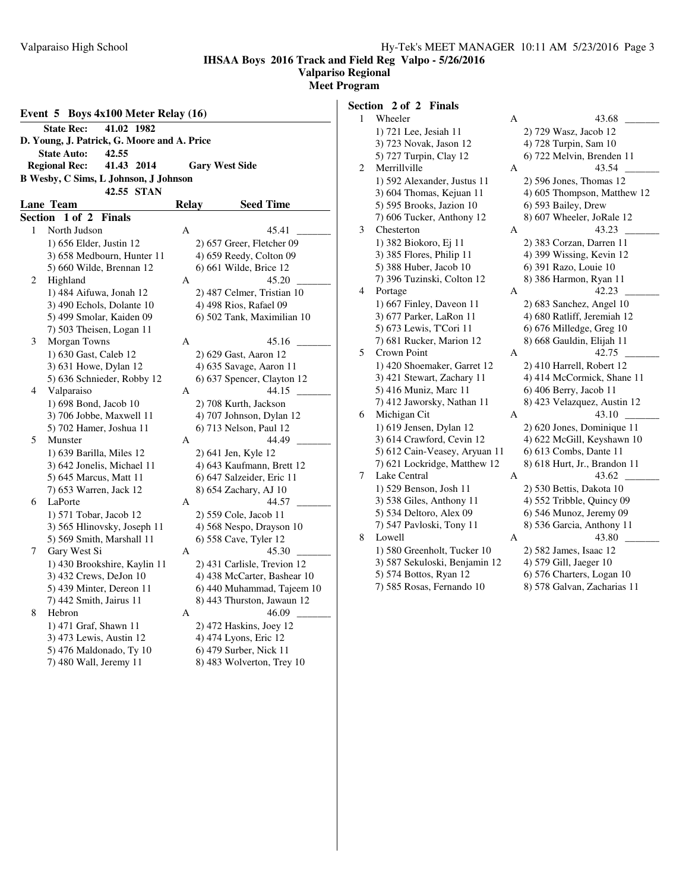**IHSAA Boys 2016 Track and Field Reg Valpo - 5/26/2016**
**Valpariso Regional**
**Meet Program**

## Event 5 Boys 4x100 Meter Relay (16)

**State Rec: 41.02 1982**
**D. Young, J. Patrick, G. Moore and A. Price**
**State Auto: 42.55**
**Regional Rec: 41.43 2014 Gary West Side**
**B Wesby, C Sims, L Johnson, J Johnson**
**42.55 STAN**

| Lane | Team | Relay | Seed Time |
|---|---|---|---|

### Section 1 of 2 Finals

| Lane | Team | Relay | Seed Time |
|---|---|---|---|
| 1 | North Judson | A | 45.41 _______ |
| | 1) 656 Elder, Justin 12 | 2) 657 Greer, Fletcher 09 | |
| | 3) 658 Medbourn, Hunter 11 | 4) 659 Reedy, Colton 09 | |
| | 5) 660 Wilde, Brennan 12 | 6) 661 Wilde, Brice 12 | |
| 2 | Highland | A | 45.20 _______ |
| | 1) 484 Aifuwa, Jonah 12 | 2) 487 Celmer, Tristian 10 | |
| | 3) 490 Echols, Dolante 10 | 4) 498 Rios, Rafael 09 | |
| | 5) 499 Smolar, Kaiden 09 | 6) 502 Tank, Maximilian 10 | |
| | 7) 503 Theisen, Logan 11 | | |
| 3 | Morgan Towns | A | 45.16 _______ |
| | 1) 630 Gast, Caleb 12 | 2) 629 Gast, Aaron 12 | |
| | 3) 631 Howe, Dylan 12 | 4) 635 Savage, Aaron 11 | |
| | 5) 636 Schnieder, Robby 12 | 6) 637 Spencer, Clayton 12 | |
| 4 | Valparaiso | A | 44.15 _______ |
| | 1) 698 Bond, Jacob 10 | 2) 708 Kurth, Jackson | |
| | 3) 706 Jobbe, Maxwell 11 | 4) 707 Johnson, Dylan 12 | |
| | 5) 702 Hamer, Joshua 11 | 6) 713 Nelson, Paul 12 | |
| 5 | Munster | A | 44.49 _______ |
| | 1) 639 Barilla, Miles 12 | 2) 641 Jen, Kyle 12 | |
| | 3) 642 Jonelis, Michael 11 | 4) 643 Kaufmann, Brett 12 | |
| | 5) 645 Marcus, Matt 11 | 6) 647 Salzeider, Eric 11 | |
| | 7) 653 Warren, Jack 12 | 8) 654 Zachary, AJ 10 | |
| 6 | LaPorte | A | 44.57 _______ |
| | 1) 571 Tobar, Jacob 12 | 2) 559 Cole, Jacob 11 | |
| | 3) 565 Hlinovsky, Joseph 11 | 4) 568 Nespo, Drayson 10 | |
| | 5) 569 Smith, Marshall 11 | 6) 558 Cave, Tyler 12 | |
| 7 | Gary West Si | A | 45.30 _______ |
| | 1) 430 Brookshire, Kaylin 11 | 2) 431 Carlisle, Trevion 12 | |
| | 3) 432 Crews, DeJon 10 | 4) 438 McCarter, Bashear 10 | |
| | 5) 439 Minter, Dereon 11 | 6) 440 Muhammad, Tajeem 10 | |
| | 7) 442 Smith, Jairus 11 | 8) 443 Thurston, Jawaun 12 | |
| 8 | Hebron | A | 46.09 _______ |
| | 1) 471 Graf, Shawn 11 | 2) 472 Haskins, Joey 12 | |
| | 3) 473 Lewis, Austin 12 | 4) 474 Lyons, Eric 12 | |
| | 5) 476 Maldonado, Ty 10 | 6) 479 Surber, Nick 11 | |
| | 7) 480 Wall, Jeremy 11 | 8) 483 Wolverton, Trey 10 | |

### Section 2 of 2 Finals

| Lane | Team | Relay | Seed Time |
|---|---|---|---|
| 1 | Wheeler | A | 43.68 _______ |
| | 1) 721 Lee, Jesiah 11 | 2) 729 Wasz, Jacob 12 | |
| | 3) 723 Novak, Jason 12 | 4) 728 Turpin, Sam 10 | |
| | 5) 727 Turpin, Clay 12 | 6) 722 Melvin, Brenden 11 | |
| 2 | Merrillville | A | 43.54 _______ |
| | 1) 592 Alexander, Justus 11 | 2) 596 Jones, Thomas 12 | |
| | 3) 604 Thomas, Kejuan 11 | 4) 605 Thompson, Matthew 12 | |
| | 5) 595 Brooks, Jazion 10 | 6) 593 Bailey, Drew | |
| | 7) 606 Tucker, Anthony 12 | 8) 607 Wheeler, JoRale 12 | |
| 3 | Chesterton | A | 43.23 _______ |
| | 1) 382 Biokoro, Ej 11 | 2) 383 Corzan, Darren 11 | |
| | 3) 385 Flores, Philip 11 | 4) 399 Wissing, Kevin 12 | |
| | 5) 388 Huber, Jacob 10 | 6) 391 Razo, Louie 10 | |
| | 7) 396 Tuzinski, Colton 12 | 8) 386 Harmon, Ryan 11 | |
| 4 | Portage | A | 42.23 _______ |
| | 1) 667 Finley, Daveon 11 | 2) 683 Sanchez, Angel 10 | |
| | 3) 677 Parker, LaRon 11 | 4) 680 Ratliff, Jeremiah 12 | |
| | 5) 673 Lewis, T'Cori 11 | 6) 676 Milledge, Greg 10 | |
| | 7) 681 Rucker, Marion 12 | 8) 668 Gauldin, Elijah 11 | |
| 5 | Crown Point | A | 42.75 _______ |
| | 1) 420 Shoemaker, Garret 12 | 2) 410 Harrell, Robert 12 | |
| | 3) 421 Stewart, Zachary 11 | 4) 414 McCormick, Shane 11 | |
| | 5) 416 Muniz, Marc 11 | 6) 406 Berry, Jacob 11 | |
| | 7) 412 Jaworsky, Nathan 11 | 8) 423 Velazquez, Austin 12 | |
| 6 | Michigan Cit | A | 43.10 _______ |
| | 1) 619 Jensen, Dylan 12 | 2) 620 Jones, Dominique 11 | |
| | 3) 614 Crawford, Cevin 12 | 4) 622 McGill, Keyshawn 10 | |
| | 5) 612 Cain-Veasey, Aryuan 11 | 6) 613 Combs, Dante 11 | |
| | 7) 621 Lockridge, Matthew 12 | 8) 618 Hurt, Jr., Brandon 11 | |
| 7 | Lake Central | A | 43.62 _______ |
| | 1) 529 Benson, Josh 11 | 2) 530 Bettis, Dakota 10 | |
| | 3) 538 Giles, Anthony 11 | 4) 552 Tribble, Quincy 09 | |
| | 5) 534 Deltoro, Alex 09 | 6) 546 Munoz, Jeremy 09 | |
| | 7) 547 Pavloski, Tony 11 | 8) 536 Garcia, Anthony 11 | |
| 8 | Lowell | A | 43.80 _______ |
| | 1) 580 Greenholt, Tucker 10 | 2) 582 James, Isaac 12 | |
| | 3) 587 Sekuloski, Benjamin 12 | 4) 579 Gill, Jaeger 10 | |
| | 5) 574 Bottos, Ryan 12 | 6) 576 Charters, Logan 10 | |
| | 7) 585 Rosas, Fernando 10 | 8) 578 Galvan, Zacharias 11 | |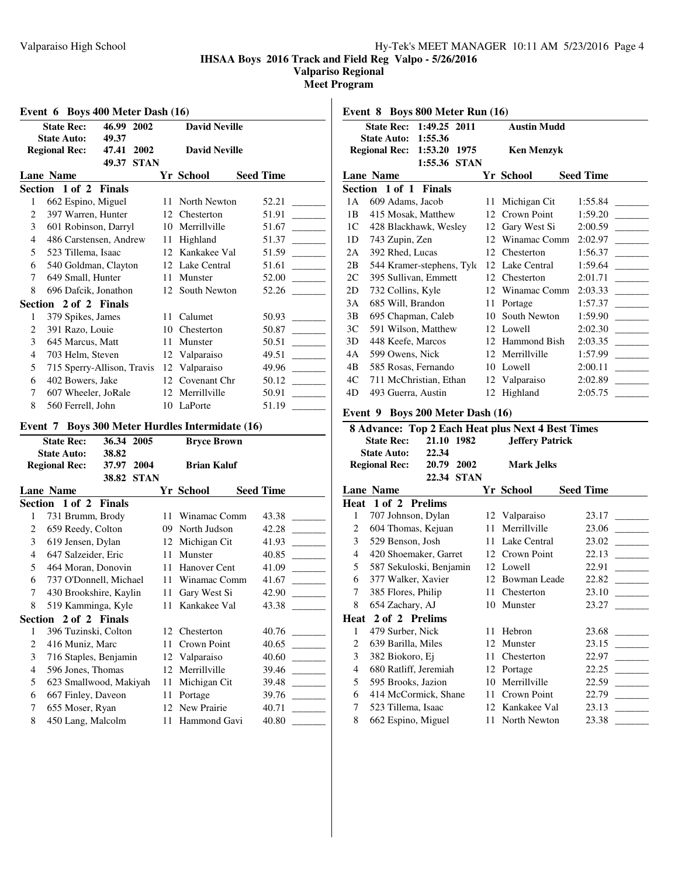**IHSAA Boys 2016 Track and Field Reg Valpo - 5/26/2016**

**Valparaiso Regional**

**Meet Program**

## Event 6 Boys 400 Meter Dash (16)

| | | | |
|---|---|---|---|
| State Rec: | 46.99 | 2002 | David Neville |
| State Auto: | 49.37 | | |
| Regional Rec: | 47.41 | 2002 | David Neville |
| | 49.37 | STAN | |

**Section 1 of 2 Finals**

| Lane | Name | Yr | School | Seed Time | |
|---|---|---|---|---|---|
| 1 | 662 Espino, Miguel | 11 | North Newton | 52.21 | _______ |
| 2 | 397 Warren, Hunter | 12 | Chesterton | 51.91 | _______ |
| 3 | 601 Robinson, Darryl | 10 | Merrillville | 51.67 | _______ |
| 4 | 486 Carstensen, Andrew | 11 | Highland | 51.37 | _______ |
| 5 | 523 Tillema, Isaac | 12 | Kankakee Val | 51.59 | _______ |
| 6 | 540 Goldman, Clayton | 12 | Lake Central | 51.61 | _______ |
| 7 | 649 Small, Hunter | 11 | Munster | 52.00 | _______ |
| 8 | 696 Dafcik, Jonathon | 12 | South Newton | 52.26 | _______ |

**Section 2 of 2 Finals**

| Lane | Name | Yr | School | Seed Time | |
|---|---|---|---|---|---|
| 1 | 379 Spikes, James | 11 | Calumet | 50.93 | _______ |
| 2 | 391 Razo, Louie | 10 | Chesterton | 50.87 | _______ |
| 3 | 645 Marcus, Matt | 11 | Munster | 50.51 | _______ |
| 4 | 703 Helm, Steven | 12 | Valparaiso | 49.51 | _______ |
| 5 | 715 Sperry-Allison, Travis | 12 | Valparaiso | 49.96 | _______ |
| 6 | 402 Bowers, Jake | 12 | Covenant Chr | 50.12 | _______ |
| 7 | 607 Wheeler, JoRale | 12 | Merrillville | 50.91 | _______ |
| 8 | 560 Ferrell, John | 10 | LaPorte | 51.19 | _______ |

## Event 7 Boys 300 Meter Hurdles Intermediate (16)

| | | | |
|---|---|---|---|
| State Rec: | 36.34 | 2005 | Bryce Brown |
| State Auto: | 38.82 | | |
| Regional Rec: | 37.97 | 2004 | Brian Kaluf |
| | 38.82 | STAN | |

**Section 1 of 2 Finals**

| Lane | Name | Yr | School | Seed Time | |
|---|---|---|---|---|---|
| 1 | 731 Brumm, Brody | 11 | Winamac Comm | 43.38 | _______ |
| 2 | 659 Reedy, Colton | 09 | North Judson | 42.28 | _______ |
| 3 | 619 Jensen, Dylan | 12 | Michigan Cit | 41.93 | _______ |
| 4 | 647 Salzeider, Eric | 11 | Munster | 40.85 | _______ |
| 5 | 464 Moran, Donovin | 11 | Hanover Cent | 41.09 | _______ |
| 6 | 737 O'Donnell, Michael | 11 | Winamac Comm | 41.67 | _______ |
| 7 | 430 Brookshire, Kaylin | 11 | Gary West Si | 42.90 | _______ |
| 8 | 519 Kamminga, Kyle | 11 | Kankakee Val | 43.38 | _______ |

**Section 2 of 2 Finals**

| Lane | Name | Yr | School | Seed Time | |
|---|---|---|---|---|---|
| 1 | 396 Tuzinski, Colton | 12 | Chesterton | 40.76 | _______ |
| 2 | 416 Muniz, Marc | 11 | Crown Point | 40.65 | _______ |
| 3 | 716 Staples, Benjamin | 12 | Valparaiso | 40.60 | _______ |
| 4 | 596 Jones, Thomas | 12 | Merrillville | 39.46 | _______ |
| 5 | 623 Smallwood, Makiyah | 11 | Michigan Cit | 39.48 | _______ |
| 6 | 667 Finley, Daveon | 11 | Portage | 39.76 | _______ |
| 7 | 655 Moser, Ryan | 12 | New Prairie | 40.71 | _______ |
| 8 | 450 Lang, Malcolm | 11 | Hammond Gavi | 40.80 | _______ |

## Event 8 Boys 800 Meter Run (16)

| | | | |
|---|---|---|---|
| State Rec: | 1:49.25 | 2011 | Austin Mudd |
| State Auto: | 1:55.36 | | |
| Regional Rec: | 1:53.20 | 1975 | Ken Menzyk |
| | 1:55.36 | STAN | |

**Section 1 of 1 Finals**

| Lane | Name | Yr | School | Seed Time | |
|---|---|---|---|---|---|
| 1A | 609 Adams, Jacob | 11 | Michigan Cit | 1:55.84 | _______ |
| 1B | 415 Mosak, Matthew | 12 | Crown Point | 1:59.20 | _______ |
| 1C | 428 Blackhawk, Wesley | 12 | Gary West Si | 2:00.59 | _______ |
| 1D | 743 Zupin, Zen | 12 | Winamac Comm | 2:02.97 | _______ |
| 2A | 392 Rhed, Lucas | 12 | Chesterton | 1:56.37 | _______ |
| 2B | 544 Kramer-stephens, Tyle | 12 | Lake Central | 1:59.64 | _______ |
| 2C | 395 Sullivan, Emmett | 12 | Chesterton | 2:01.71 | _______ |
| 2D | 732 Collins, Kyle | 12 | Winamac Comm | 2:03.33 | _______ |
| 3A | 685 Will, Brandon | 11 | Portage | 1:57.37 | _______ |
| 3B | 695 Chapman, Caleb | 10 | South Newton | 1:59.90 | _______ |
| 3C | 591 Wilson, Matthew | 12 | Lowell | 2:02.30 | _______ |
| 3D | 448 Keefe, Marcos | 12 | Hammond Bish | 2:03.35 | _______ |
| 4A | 599 Owens, Nick | 12 | Merrillville | 1:57.99 | _______ |
| 4B | 585 Rosas, Fernando | 10 | Lowell | 2:00.11 | _______ |
| 4C | 711 McChristian, Ethan | 12 | Valparaiso | 2:02.89 | _______ |
| 4D | 493 Guerra, Austin | 12 | Highland | 2:05.75 | _______ |

## Event 9 Boys 200 Meter Dash (16)

**8 Advance: Top 2 Each Heat plus Next 4 Best Times**

| | | | |
|---|---|---|---|
| State Rec: | 21.10 | 1982 | Jeffery Patrick |
| State Auto: | 22.34 | | |
| Regional Rec: | 20.79 | 2002 | Mark Jelks |
| | 22.34 | STAN | |

**Heat 1 of 2 Prelims**

| Lane | Name | Yr | School | Seed Time | |
|---|---|---|---|---|---|
| 1 | 707 Johnson, Dylan | 12 | Valparaiso | 23.17 | _______ |
| 2 | 604 Thomas, Kejuan | 11 | Merrillville | 23.06 | _______ |
| 3 | 529 Benson, Josh | 11 | Lake Central | 23.02 | _______ |
| 4 | 420 Shoemaker, Garret | 12 | Crown Point | 22.13 | _______ |
| 5 | 587 Sekuloski, Benjamin | 12 | Lowell | 22.91 | _______ |
| 6 | 377 Walker, Xavier | 12 | Bowman Leade | 22.82 | _______ |
| 7 | 385 Flores, Philip | 11 | Chesterton | 23.10 | _______ |
| 8 | 654 Zachary, AJ | 10 | Munster | 23.27 | _______ |

**Heat 2 of 2 Prelims**

| Lane | Name | Yr | School | Seed Time | |
|---|---|---|---|---|---|
| 1 | 479 Surber, Nick | 11 | Hebron | 23.68 | _______ |
| 2 | 639 Barilla, Miles | 12 | Munster | 23.15 | _______ |
| 3 | 382 Biokoro, Ej | 11 | Chesterton | 22.97 | _______ |
| 4 | 680 Ratliff, Jeremiah | 12 | Portage | 22.25 | _______ |
| 5 | 595 Brooks, Jazion | 10 | Merrillville | 22.59 | _______ |
| 6 | 414 McCormick, Shane | 11 | Crown Point | 22.79 | _______ |
| 7 | 523 Tillema, Isaac | 12 | Kankakee Val | 23.13 | _______ |
| 8 | 662 Espino, Miguel | 11 | North Newton | 23.38 | _______ |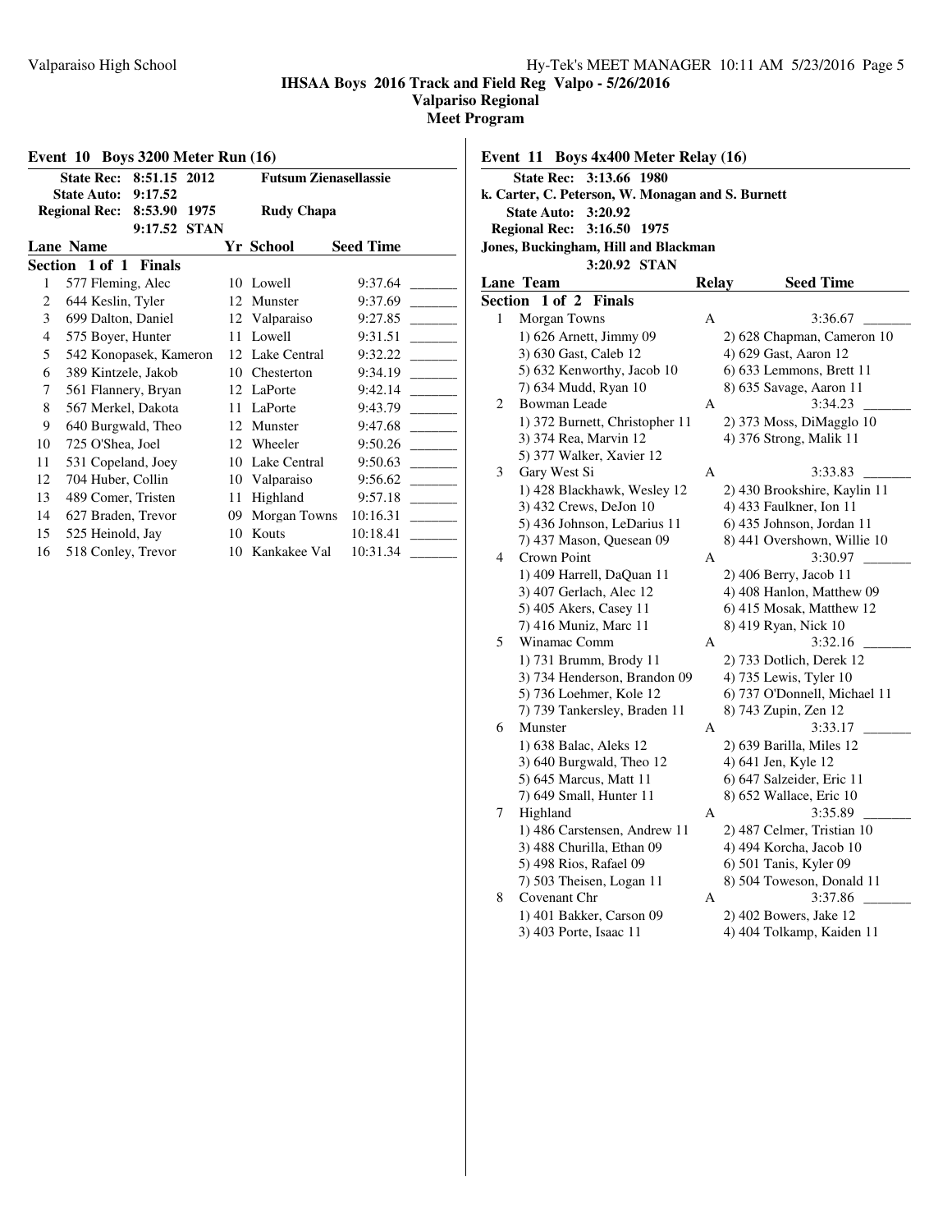# IHSAA Boys 2016 Track and Field Reg Valpo - 5/26/2016

## Valparaiso Regional

## Meet Program

### Event 10 Boys 3200 Meter Run (16)

State Rec: 8:51.15 2012 Futsum Zienasellassie
State Auto: 9:17.52
Regional Rec: 8:53.90 1975 Rudy Chapa
9:17.52 STAN

| Lane | Name | Yr | School | Seed Time | |
|---|---|---|---|---|---|
| **Section 1 of 1 Finals** | | | | | |
| 1 | 577 Fleming, Alec | 10 | Lowell | 9:37.64 | _______ |
| 2 | 644 Keslin, Tyler | 12 | Munster | 9:37.69 | _______ |
| 3 | 699 Dalton, Daniel | 12 | Valparaiso | 9:27.85 | _______ |
| 4 | 575 Boyer, Hunter | 11 | Lowell | 9:31.51 | _______ |
| 5 | 542 Konopasek, Kameron | 12 | Lake Central | 9:32.22 | _______ |
| 6 | 389 Kintzele, Jakob | 10 | Chesterton | 9:34.19 | _______ |
| 7 | 561 Flannery, Bryan | 12 | LaPorte | 9:42.14 | _______ |
| 8 | 567 Merkel, Dakota | 11 | LaPorte | 9:43.79 | _______ |
| 9 | 640 Burgwald, Theo | 12 | Munster | 9:47.68 | _______ |
| 10 | 725 O'Shea, Joel | 12 | Wheeler | 9:50.26 | _______ |
| 11 | 531 Copeland, Joey | 10 | Lake Central | 9:50.63 | _______ |
| 12 | 704 Huber, Collin | 10 | Valparaiso | 9:56.62 | _______ |
| 13 | 489 Comer, Tristen | 11 | Highland | 9:57.18 | _______ |
| 14 | 627 Braden, Trevor | 09 | Morgan Towns | 10:16.31 | _______ |
| 15 | 525 Heinold, Jay | 10 | Kouts | 10:18.41 | _______ |
| 16 | 518 Conley, Trevor | 10 | Kankakee Val | 10:31.34 | _______ |

### Event 11 Boys 4x400 Meter Relay (16)

State Rec: 3:13.66 1980
k. Carter, C. Peterson, W. Monagan and S. Burnett
State Auto: 3:20.92
Regional Rec: 3:16.50 1975
Jones, Buckingham, Hill and Blackman
3:20.92 STAN

| Lane | Team | Relay | Seed Time | |
|---|---|---|---|---|
| **Section 1 of 2 Finals** | | | | |
| 1 | Morgan Towns | A | 3:36.67 | _______ |
| | 1) 626 Arnett, Jimmy 09 | 2) 628 Chapman, Cameron 10 | | |
| | 3) 630 Gast, Caleb 12 | 4) 629 Gast, Aaron 12 | | |
| | 5) 632 Kenworthy, Jacob 10 | 6) 633 Lemmons, Brett 11 | | |
| | 7) 634 Mudd, Ryan 10 | 8) 635 Savage, Aaron 11 | | |
| 2 | Bowman Leade | A | 3:34.23 | _______ |
| | 1) 372 Burnett, Christopher 11 | 2) 373 Moss, DiMagglo 10 | | |
| | 3) 374 Rea, Marvin 12 | 4) 376 Strong, Malik 11 | | |
| | 5) 377 Walker, Xavier 12 | | | |
| 3 | Gary West Si | A | 3:33.83 | _______ |
| | 1) 428 Blackhawk, Wesley 12 | 2) 430 Brookshire, Kaylin 11 | | |
| | 3) 432 Crews, DeJon 10 | 4) 433 Faulkner, Ion 11 | | |
| | 5) 436 Johnson, LeDarius 11 | 6) 435 Johnson, Jordan 11 | | |
| | 7) 437 Mason, Quesean 09 | 8) 441 Overshown, Willie 10 | | |
| 4 | Crown Point | A | 3:30.97 | _______ |
| | 1) 409 Harrell, DaQuan 11 | 2) 406 Berry, Jacob 11 | | |
| | 3) 407 Gerlach, Alec 12 | 4) 408 Hanlon, Matthew 09 | | |
| | 5) 405 Akers, Casey 11 | 6) 415 Mosak, Matthew 12 | | |
| | 7) 416 Muniz, Marc 11 | 8) 419 Ryan, Nick 10 | | |
| 5 | Winamac Comm | A | 3:32.16 | _______ |
| | 1) 731 Brumm, Brody 11 | 2) 733 Dotlich, Derek 12 | | |
| | 3) 734 Henderson, Brandon 09 | 4) 735 Lewis, Tyler 10 | | |
| | 5) 736 Loehmer, Kole 12 | 6) 737 O'Donnell, Michael 11 | | |
| | 7) 739 Tankersley, Braden 11 | 8) 743 Zupin, Zen 12 | | |
| 6 | Munster | A | 3:33.17 | _______ |
| | 1) 638 Balac, Aleks 12 | 2) 639 Barilla, Miles 12 | | |
| | 3) 640 Burgwald, Theo 12 | 4) 641 Jen, Kyle 12 | | |
| | 5) 645 Marcus, Matt 11 | 6) 647 Salzeider, Eric 11 | | |
| | 7) 649 Small, Hunter 11 | 8) 652 Wallace, Eric 10 | | |
| 7 | Highland | A | 3:35.89 | _______ |
| | 1) 486 Carstensen, Andrew 11 | 2) 487 Celmer, Tristian 10 | | |
| | 3) 488 Churilla, Ethan 09 | 4) 494 Korcha, Jacob 10 | | |
| | 5) 498 Rios, Rafael 09 | 6) 501 Tanis, Kyler 09 | | |
| | 7) 503 Theisen, Logan 11 | 8) 504 Toweson, Donald 11 | | |
| 8 | Covenant Chr | A | 3:37.86 | _______ |
| | 1) 401 Bakker, Carson 09 | 2) 402 Bowers, Jake 12 | | |
| | 3) 403 Porte, Isaac 11 | 4) 404 Tolkamp, Kaiden 11 | | |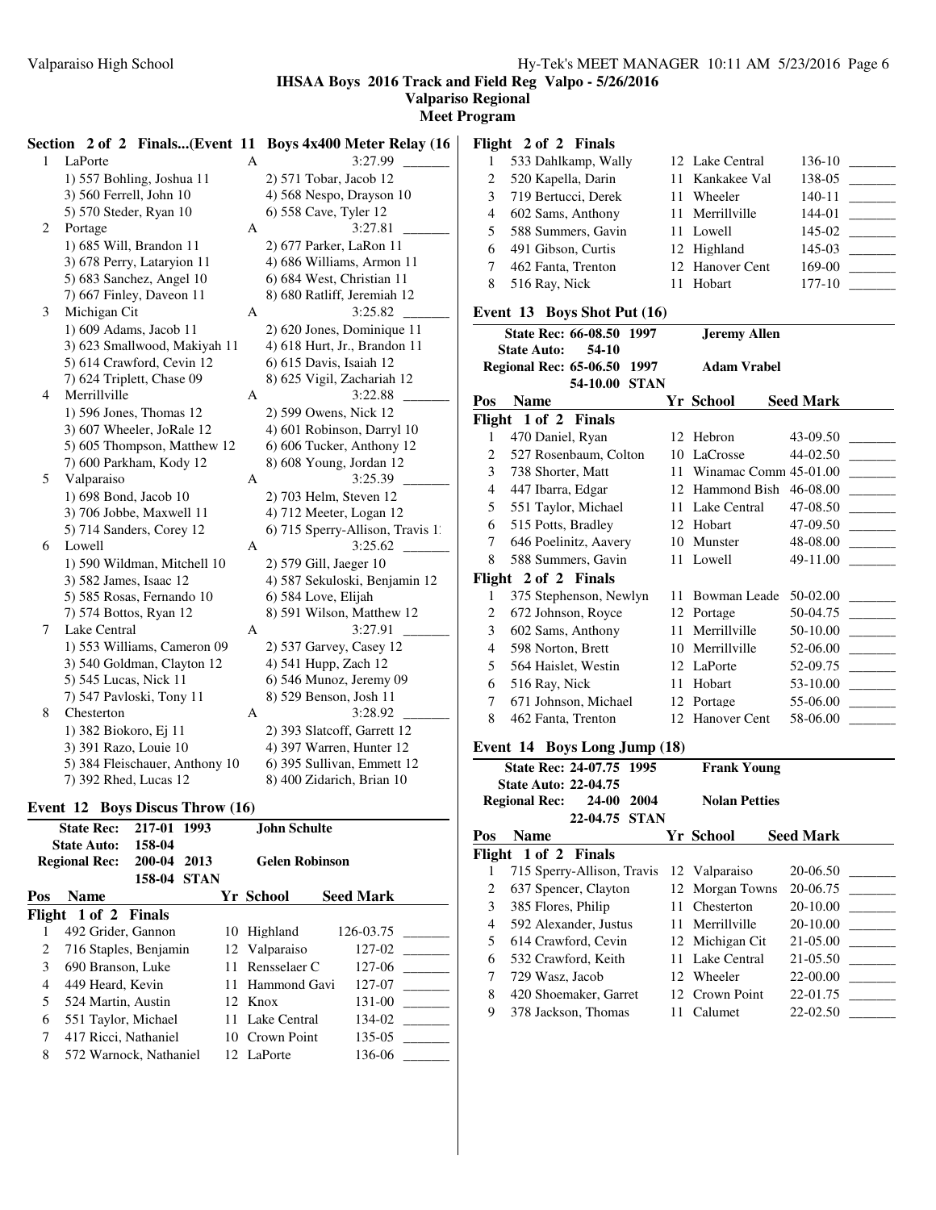**IHSAA Boys 2016 Track and Field Reg Valpo - 5/26/2016**

**Valparaiso Regional**

**Meet Program**

### Section 2 of 2 Finals...(Event 11 Boys 4x400 Meter Relay (16

| | School | | Seed |
|---|---|---|---|
| 1 | LaPorte | A | 3:27.99 |
| | 1) 557 Bohling, Joshua 11 | 2) 571 Tobar, Jacob 12 | |
| | 3) 560 Ferrell, John 10 | 4) 568 Nespo, Drayson 10 | |
| | 5) 570 Steder, Ryan 10 | 6) 558 Cave, Tyler 12 | |
| 2 | Portage | A | 3:27.81 |
| | 1) 685 Will, Brandon 11 | 2) 677 Parker, LaRon 11 | |
| | 3) 678 Perry, Lataryion 11 | 4) 686 Williams, Armon 11 | |
| | 5) 683 Sanchez, Angel 10 | 6) 684 West, Christian 11 | |
| | 7) 667 Finley, Daveon 11 | 8) 680 Ratliff, Jeremiah 12 | |
| 3 | Michigan Cit | A | 3:25.82 |
| | 1) 609 Adams, Jacob 11 | 2) 620 Jones, Dominique 11 | |
| | 3) 623 Smallwood, Makiyah 11 | 4) 618 Hurt, Jr., Brandon 11 | |
| | 5) 614 Crawford, Cevin 12 | 6) 615 Davis, Isaiah 12 | |
| | 7) 624 Triplett, Chase 09 | 8) 625 Vigil, Zachariah 12 | |
| 4 | Merrillville | A | 3:22.88 |
| | 1) 596 Jones, Thomas 12 | 2) 599 Owens, Nick 12 | |
| | 3) 607 Wheeler, JoRale 12 | 4) 601 Robinson, Darryl 10 | |
| | 5) 605 Thompson, Matthew 12 | 6) 606 Tucker, Anthony 12 | |
| | 7) 600 Parkham, Kody 12 | 8) 608 Young, Jordan 12 | |
| 5 | Valparaiso | A | 3:25.39 |
| | 1) 698 Bond, Jacob 10 | 2) 703 Helm, Steven 12 | |
| | 3) 706 Jobbe, Maxwell 11 | 4) 712 Meeter, Logan 12 | |
| | 5) 714 Sanders, Corey 12 | 6) 715 Sperry-Allison, Travis 1: | |
| 6 | Lowell | A | 3:25.62 |
| | 1) 590 Wildman, Mitchell 10 | 2) 579 Gill, Jaeger 10 | |
| | 3) 582 James, Isaac 12 | 4) 587 Sekuloski, Benjamin 12 | |
| | 5) 585 Rosas, Fernando 10 | 6) 584 Love, Elijah | |
| | 7) 574 Bottos, Ryan 12 | 8) 591 Wilson, Matthew 12 | |
| 7 | Lake Central | A | 3:27.91 |
| | 1) 553 Williams, Cameron 09 | 2) 537 Garvey, Casey 12 | |
| | 3) 540 Goldman, Clayton 12 | 4) 541 Hupp, Zach 12 | |
| | 5) 545 Lucas, Nick 11 | 6) 546 Munoz, Jeremy 09 | |
| | 7) 547 Pavloski, Tony 11 | 8) 529 Benson, Josh 11 | |
| 8 | Chesterton | A | 3:28.92 |
| | 1) 382 Biokoro, Ej 11 | 2) 393 Slatcoff, Garrett 12 | |
| | 3) 391 Razo, Louie 10 | 4) 397 Warren, Hunter 12 | |
| | 5) 384 Fleischauer, Anthony 10 | 6) 395 Sullivan, Emmett 12 | |
| | 7) 392 Rhed, Lucas 12 | 8) 400 Zidarich, Brian 10 | |

### Event 12 Boys Discus Throw (16)

**State Rec: 217-01 1993 John Schulte**
**State Auto: 158-04**
**Regional Rec: 200-04 2013 Gelen Robinson**
**158-04 STAN**

| Pos | Name | Yr | School | Seed Mark |
|---|---|---|---|---|
| **Flight 1 of 2 Finals** | | | | |
| 1 | 492 Grider, Gannon | 10 | Highland | 126-03.75 |
| 2 | 716 Staples, Benjamin | 12 | Valparaiso | 127-02 |
| 3 | 690 Branson, Luke | 11 | Rensselaer C | 127-06 |
| 4 | 449 Heard, Kevin | 11 | Hammond Gavi | 127-07 |
| 5 | 524 Martin, Austin | 12 | Knox | 131-00 |
| 6 | 551 Taylor, Michael | 11 | Lake Central | 134-02 |
| 7 | 417 Ricci, Nathaniel | 10 | Crown Point | 135-05 |
| 8 | 572 Warnock, Nathaniel | 12 | LaPorte | 136-06 |
| **Flight 2 of 2 Finals** | | | | |
| 1 | 533 Dahlkamp, Wally | 12 | Lake Central | 136-10 |
| 2 | 520 Kapella, Darin | 11 | Kankakee Val | 138-05 |
| 3 | 719 Bertucci, Derek | 11 | Wheeler | 140-11 |
| 4 | 602 Sams, Anthony | 11 | Merrillville | 144-01 |
| 5 | 588 Summers, Gavin | 11 | Lowell | 145-02 |
| 6 | 491 Gibson, Curtis | 12 | Highland | 145-03 |
| 7 | 462 Fanta, Trenton | 12 | Hanover Cent | 169-00 |
| 8 | 516 Ray, Nick | 11 | Hobart | 177-10 |

### Event 13 Boys Shot Put (16)

**State Rec: 66-08.50 1997 Jeremy Allen**
**State Auto: 54-10**
**Regional Rec: 65-06.50 1997 Adam Vrabel**
**54-10.00 STAN**

| Pos | Name | Yr | School | Seed Mark |
|---|---|---|---|---|
| **Flight 1 of 2 Finals** | | | | |
| 1 | 470 Daniel, Ryan | 12 | Hebron | 43-09.50 |
| 2 | 527 Rosenbaum, Colton | 10 | LaCrosse | 44-02.50 |
| 3 | 738 Shorter, Matt | 11 | Winamac Comm | 45-01.00 |
| 4 | 447 Ibarra, Edgar | 12 | Hammond Bish | 46-08.00 |
| 5 | 551 Taylor, Michael | 11 | Lake Central | 47-08.50 |
| 6 | 515 Potts, Bradley | 12 | Hobart | 47-09.50 |
| 7 | 646 Poelinitz, Aavery | 10 | Munster | 48-08.00 |
| 8 | 588 Summers, Gavin | 11 | Lowell | 49-11.00 |
| **Flight 2 of 2 Finals** | | | | |
| 1 | 375 Stephenson, Newlyn | 11 | Bowman Leade | 50-02.00 |
| 2 | 672 Johnson, Royce | 12 | Portage | 50-04.75 |
| 3 | 602 Sams, Anthony | 11 | Merrillville | 50-10.00 |
| 4 | 598 Norton, Brett | 10 | Merrillville | 52-06.00 |
| 5 | 564 Haislet, Westin | 12 | LaPorte | 52-09.75 |
| 6 | 516 Ray, Nick | 11 | Hobart | 53-10.00 |
| 7 | 671 Johnson, Michael | 12 | Portage | 55-06.00 |
| 8 | 462 Fanta, Trenton | 12 | Hanover Cent | 58-06.00 |

### Event 14 Boys Long Jump (18)

**State Rec: 24-07.75 1995 Frank Young**
**State Auto: 22-04.75**
**Regional Rec: 24-00 2004 Nolan Petties**
**22-04.75 STAN**

| Pos | Name | Yr | School | Seed Mark |
|---|---|---|---|---|
| **Flight 1 of 2 Finals** | | | | |
| 1 | 715 Sperry-Allison, Travis | 12 | Valparaiso | 20-06.50 |
| 2 | 637 Spencer, Clayton | 12 | Morgan Towns | 20-06.75 |
| 3 | 385 Flores, Philip | 11 | Chesterton | 20-10.00 |
| 4 | 592 Alexander, Justus | 11 | Merrillville | 20-10.00 |
| 5 | 614 Crawford, Cevin | 12 | Michigan Cit | 21-05.00 |
| 6 | 532 Crawford, Keith | 11 | Lake Central | 21-05.50 |
| 7 | 729 Wasz, Jacob | 12 | Wheeler | 22-00.00 |
| 8 | 420 Shoemaker, Garret | 12 | Crown Point | 22-01.75 |
| 9 | 378 Jackson, Thomas | 11 | Calumet | 22-02.50 |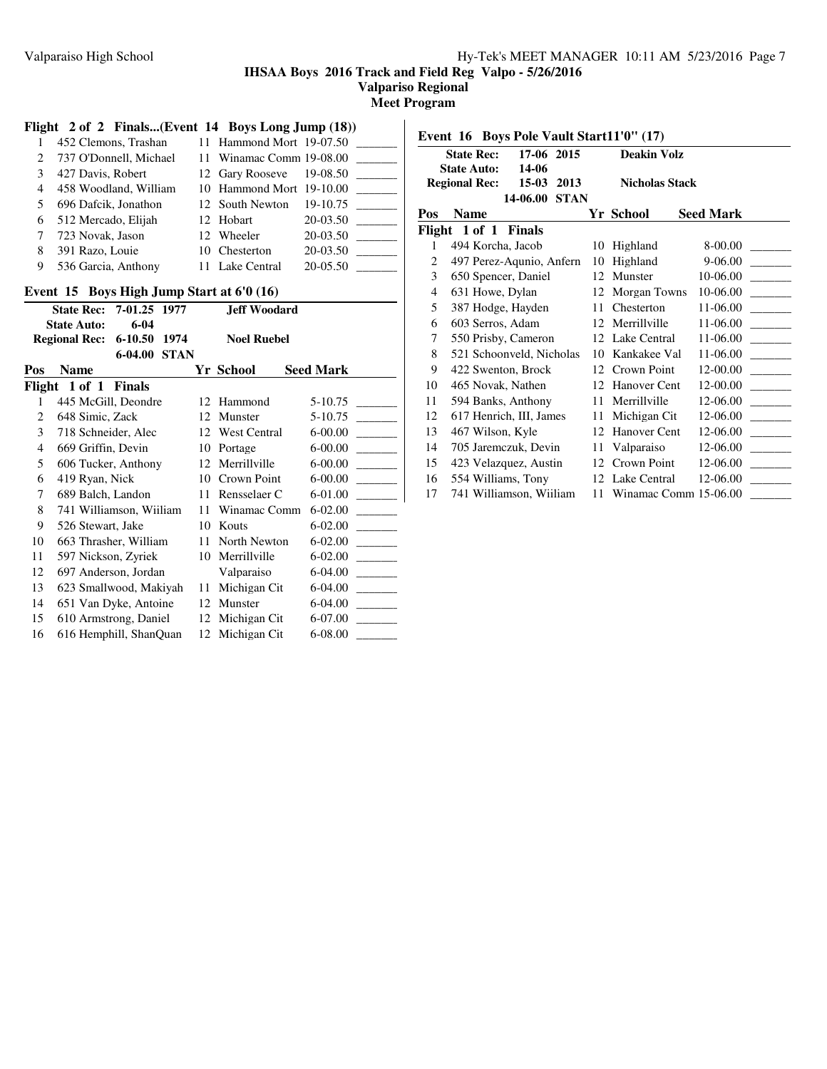**IHSAA Boys 2016 Track and Field Reg Valpo - 5/26/2016**

**Valpariso Regional**

**Meet Program**

### Flight 2 of 2 Finals...(Event 14 Boys Long Jump (18))

| Pos | Name | Yr | School | Seed Mark | |
|---|---|---|---|---|---|
| 1 | 452 Clemons, Trashan | 11 | Hammond Mort | 19-07.50 | _______ |
| 2 | 737 O'Donnell, Michael | 11 | Winamac Comm | 19-08.00 | _______ |
| 3 | 427 Davis, Robert | 12 | Gary Rooseve | 19-08.50 | _______ |
| 4 | 458 Woodland, William | 10 | Hammond Mort | 19-10.00 | _______ |
| 5 | 696 Dafcik, Jonathon | 12 | South Newton | 19-10.75 | _______ |
| 6 | 512 Mercado, Elijah | 12 | Hobart | 20-03.50 | _______ |
| 7 | 723 Novak, Jason | 12 | Wheeler | 20-03.50 | _______ |
| 8 | 391 Razo, Louie | 10 | Chesterton | 20-03.50 | _______ |
| 9 | 536 Garcia, Anthony | 11 | Lake Central | 20-05.50 | _______ |

### Event 15 Boys High Jump Start at 6'0 (16)

**State Rec:** 7-01.25 1977 **Jeff Woodard**
**State Auto:** 6-04
**Regional Rec:** 6-10.50 1974 **Noel Ruebel**
6-04.00 STAN

**Flight 1 of 1 Finals**

| Pos | Name | Yr | School | Seed Mark | |
|---|---|---|---|---|---|
| 1 | 445 McGill, Deondre | 12 | Hammond | 5-10.75 | _______ |
| 2 | 648 Simic, Zack | 12 | Munster | 5-10.75 | _______ |
| 3 | 718 Schneider, Alec | 12 | West Central | 6-00.00 | _______ |
| 4 | 669 Griffin, Devin | 10 | Portage | 6-00.00 | _______ |
| 5 | 606 Tucker, Anthony | 12 | Merrillville | 6-00.00 | _______ |
| 6 | 419 Ryan, Nick | 10 | Crown Point | 6-00.00 | _______ |
| 7 | 689 Balch, Landon | 11 | Rensselaer C | 6-01.00 | _______ |
| 8 | 741 Williamson, Wiiliam | 11 | Winamac Comm | 6-02.00 | _______ |
| 9 | 526 Stewart, Jake | 10 | Kouts | 6-02.00 | _______ |
| 10 | 663 Thrasher, William | 11 | North Newton | 6-02.00 | _______ |
| 11 | 597 Nickson, Zyriek | 10 | Merrillville | 6-02.00 | _______ |
| 12 | 697 Anderson, Jordan | | Valparaiso | 6-04.00 | _______ |
| 13 | 623 Smallwood, Makiyah | 11 | Michigan Cit | 6-04.00 | _______ |
| 14 | 651 Van Dyke, Antoine | 12 | Munster | 6-04.00 | _______ |
| 15 | 610 Armstrong, Daniel | 12 | Michigan Cit | 6-07.00 | _______ |
| 16 | 616 Hemphill, ShanQuan | 12 | Michigan Cit | 6-08.00 | _______ |

### Event 16 Boys Pole Vault Start11'0" (17)

**State Rec:** 17-06 2015 **Deakin Volz**
**State Auto:** 14-06
**Regional Rec:** 15-03 2013 **Nicholas Stack**
14-06.00 STAN

**Flight 1 of 1 Finals**

| Pos | Name | Yr | School | Seed Mark | |
|---|---|---|---|---|---|
| 1 | 494 Korcha, Jacob | 10 | Highland | 8-00.00 | _______ |
| 2 | 497 Perez-Aqunio, Anfern | 10 | Highland | 9-06.00 | _______ |
| 3 | 650 Spencer, Daniel | 12 | Munster | 10-06.00 | _______ |
| 4 | 631 Howe, Dylan | 12 | Morgan Towns | 10-06.00 | _______ |
| 5 | 387 Hodge, Hayden | 11 | Chesterton | 11-06.00 | _______ |
| 6 | 603 Serros, Adam | 12 | Merrillville | 11-06.00 | _______ |
| 7 | 550 Prisby, Cameron | 12 | Lake Central | 11-06.00 | _______ |
| 8 | 521 Schoonveld, Nicholas | 10 | Kankakee Val | 11-06.00 | _______ |
| 9 | 422 Swenton, Brock | 12 | Crown Point | 12-00.00 | _______ |
| 10 | 465 Novak, Nathen | 12 | Hanover Cent | 12-00.00 | _______ |
| 11 | 594 Banks, Anthony | 11 | Merrillville | 12-06.00 | _______ |
| 12 | 617 Henrich, III, James | 11 | Michigan Cit | 12-06.00 | _______ |
| 13 | 467 Wilson, Kyle | 12 | Hanover Cent | 12-06.00 | _______ |
| 14 | 705 Jaremczuk, Devin | 11 | Valparaiso | 12-06.00 | _______ |
| 15 | 423 Velazquez, Austin | 12 | Crown Point | 12-06.00 | _______ |
| 16 | 554 Williams, Tony | 12 | Lake Central | 12-06.00 | _______ |
| 17 | 741 Williamson, Wiiliam | 11 | Winamac Comm | 15-06.00 | _______ |